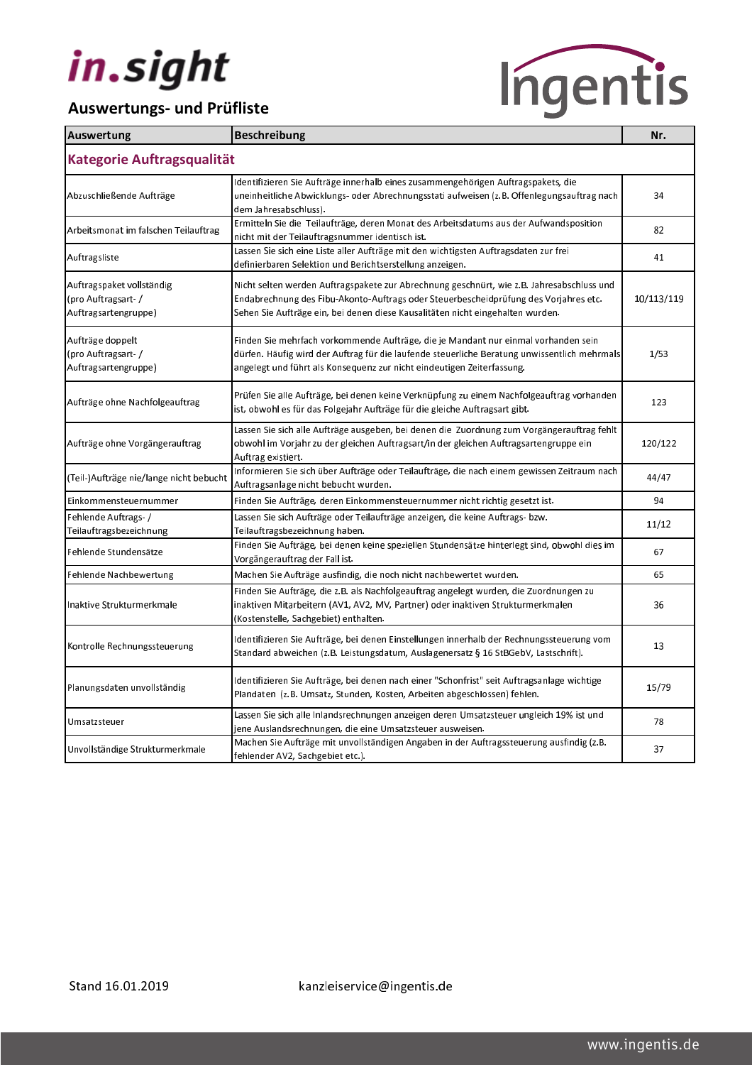# in.sight

## Auswertungs- und Prüfliste

| Auswertung | Beschreibung | Nr. |
|---|---|---|
| **Kategorie Auftragsqualität** | | |
| Abzuschließende Aufträge | Identifizieren Sie Aufträge innerhalb eines zusammengehörigen Auftragspakets, die uneinheitliche Abwicklungs- oder Abrechnungsstati aufweisen (z.B. Offenlegungsauftrag nach dem Jahresabschluss). | 34 |
| Arbeitsmonat im falschen Teilauftrag | Ermitteln Sie die Teilaufträge, deren Monat des Arbeitsdatums aus der Aufwandsposition nicht mit der Teilauftragsnummer identisch ist. | 82 |
| Auftragsliste | Lassen Sie sich eine Liste aller Aufträge mit den wichtigsten Auftragsdaten zur frei definierbaren Selektion und Berichtserstellung anzeigen. | 41 |
| Auftragspaket vollständig (pro Auftragsart- / Auftragsartengruppe) | Nicht selten werden Auftragspakete zur Abrechnung geschnürt, wie z.B. Jahresabschluss und Endabrechnung des Fibu-Akonto-Auftrags oder Steuerbescheidprüfung des Vorjahres etc. Sehen Sie Aufträge ein, bei denen diese Kausalitäten nicht eingehalten wurden. | 10/113/119 |
| Aufträge doppelt (pro Auftragsart- / Auftragsartengruppe) | Finden Sie mehrfach vorkommende Aufträge, die je Mandant nur einmal vorhanden sein dürfen. Häufig wird der Auftrag für die laufende steuerliche Beratung unwissentlich mehrmals angelegt und führt als Konsequenz zur nicht eindeutigen Zeiterfassung. | 1/53 |
| Aufträge ohne Nachfolgeauftrag | Prüfen Sie alle Aufträge, bei denen keine Verknüpfung zu einem Nachfolgeauftrag vorhanden ist, obwohl es für das Folgejahr Aufträge für die gleiche Auftragsart gibt. | 123 |
| Aufträge ohne Vorgängerauftrag | Lassen Sie sich alle Aufträge ausgeben, bei denen die Zuordnung zum Vorgängerauftrag fehlt obwohl im Vorjahr zu der gleichen Auftragsart/in der gleichen Auftragsartengruppe ein Auftrag existiert. | 120/122 |
| (Teil-)Aufträge nie/lange nicht bebucht | Informieren Sie sich über Aufträge oder Teilaufträge, die nach einem gewissen Zeitraum nach Auftragsanlage nicht bebucht wurden. | 44/47 |
| Einkommensteuernummer | Finden Sie Aufträge, deren Einkommensteuernummer nicht richtig gesetzt ist. | 94 |
| Fehlende Auftrags- / Teilauftragsbezeichnung | Lassen Sie sich Aufträge oder Teilaufträge anzeigen, die keine Auftrags- bzw. Teilauftragsbezeichnung haben. | 11/12 |
| Fehlende Stundensätze | Finden Sie Aufträge, bei denen keine speziellen Stundensätze hinterlegt sind, obwohl dies im Vorgängerauftrag der Fall ist. | 67 |
| Fehlende Nachbewertung | Machen Sie Aufträge ausfindig, die noch nicht nachbewertet wurden. | 65 |
| Inaktive Strukturmerkmale | Finden Sie Aufträge, die z.B. als Nachfolgeauftrag angelegt wurden, die Zuordnungen zu inaktiven Mitarbeitern (AV1, AV2, MV, Partner) oder inaktiven Strukturmerkmalen (Kostenstelle, Sachgebiet) enthalten. | 36 |
| Kontrolle Rechnungssteuerung | Identifizieren Sie Aufträge, bei denen Einstellungen innerhalb der Rechnungssteuerung vom Standard abweichen (z.B. Leistungsdatum, Auslagenersatz § 16 StBGebV, Lastschrift). | 13 |
| Planungsdaten unvollständig | Identifizieren Sie Aufträge, bei denen nach einer "Schonfrist" seit Auftragsanlage wichtige Plandaten (z.B. Umsatz, Stunden, Kosten, Arbeiten abgeschlossen) fehlen. | 15/79 |
| Umsatzsteuer | Lassen Sie sich alle Inlandsrechnungen anzeigen deren Umsatzsteuer ungleich 19% ist und jene Auslandsrechnungen, die eine Umsatzsteuer ausweisen. | 78 |
| Unvollständige Strukturmerkmale | Machen Sie Aufträge mit unvollständigen Angaben in der Auftragssteuerung ausfindig (z.B. fehlender AV2, Sachgebiet etc.). | 37 |

Stand 16.01.2019 kanzleiservice@ingentis.de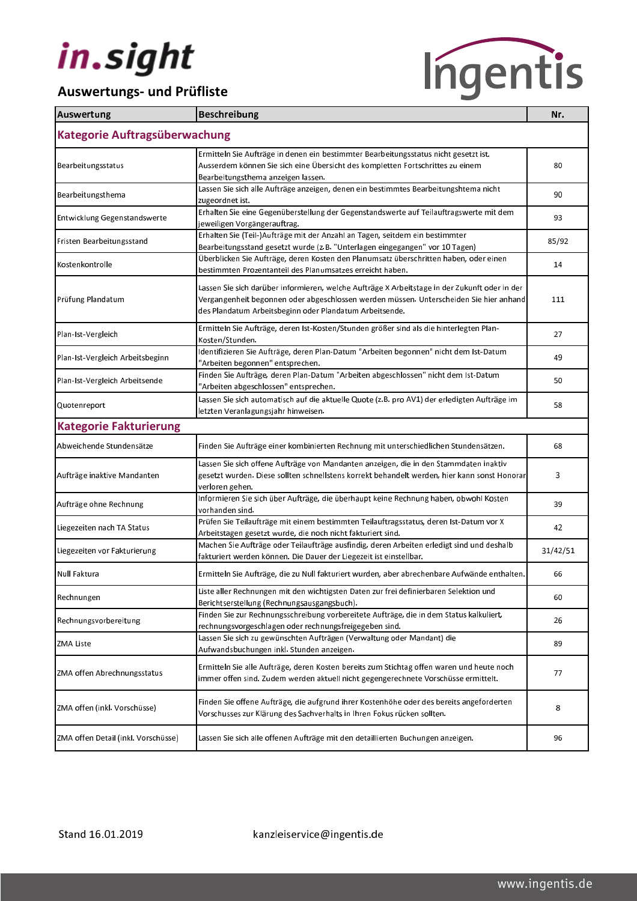in.sight

Ingentis

## Auswertungs- und Prüfliste

| Auswertung | Beschreibung | Nr. |
|---|---|---|
| **Kategorie Auftragsüberwachung** | | |
| Bearbeitungsstatus | Ermitteln Sie Aufträge in denen ein bestimmter Bearbeitungsstatus nicht gesetzt ist. Ausserdem können Sie sich eine Übersicht des kompletten Fortschrittes zu einem Bearbeitungsthema anzeigen lassen. | 80 |
| Bearbeitungsthema | Lassen Sie sich alle Aufträge anzeigen, denen ein bestimmtes Bearbeitungshtema nicht zugeordnet ist. | 90 |
| Entwicklung Gegenstandswerte | Erhalten Sie eine Gegenüberstellung der Gegenstandswerte auf Teilauftragswerte mit dem jeweiligen Vorgängerauftrag. | 93 |
| Fristen Bearbeitungsstand | Erhalten Sie (Teil-)Aufträge mit der Anzahl an Tagen, seitdem ein bestimmter Bearbeitungsstand gesetzt wurde (z.B. "Unterlagen eingegangen" vor 10 Tagen) | 85/92 |
| Kostenkontrolle | Überblicken Sie Aufträge, deren Kosten den Planumsatz überschritten haben, oder einen bestimmten Prozentanteil des Planumsatzes erreicht haben. | 14 |
| Prüfung Plandatum | Lassen Sie sich darüber informieren, welche Aufträge X Arbeitstage in der Zukunft oder in der Vergangenheit begonnen oder abgeschlossen werden müssen. Unterscheiden Sie hier anhand des Plandatum Arbeitsbeginn oder Plandatum Arbeitsende. | 111 |
| Plan-Ist-Vergleich | Ermitteln Sie Aufträge, deren Ist-Kosten/Stunden größer sind als die hinterlegten Plan-Kosten/Stunden. | 27 |
| Plan-Ist-Vergleich Arbeitsbeginn | Identifizieren Sie Aufträge, deren Plan-Datum "Arbeiten begonnen" nicht dem Ist-Datum "Arbeiten begonnen" entsprechen. | 49 |
| Plan-Ist-Vergleich Arbeitsende | Finden Sie Aufträge, deren Plan-Datum "Arbeiten abgeschlossen" nicht dem Ist-Datum "Arbeiten abgeschlossen" entsprechen. | 50 |
| Quotenreport | Lassen Sie sich automatisch auf die aktuelle Quote (z.B. pro AV1) der erledigten Aufträge im letzten Veranlagungsjahr hinweisen. | 58 |
| **Kategorie Fakturierung** | | |
| Abweichende Stundensätze | Finden Sie Aufträge einer kombinierten Rechnung mit unterschiedlichen Stundensätzen. | 68 |
| Aufträge inaktive Mandanten | Lassen Sie sich offene Aufträge von Mandanten anzeigen, die in den Stammdaten inaktiv gesetzt wurden. Diese sollten schnellstens korrekt behandelt werden, hier kann sonst Honorar verloren gehen. | 3 |
| Aufträge ohne Rechnung | Informieren Sie sich über Aufträge, die überhaupt keine Rechnung haben, obwohl Kosten vorhanden sind. | 39 |
| Liegezeiten nach TA Status | Prüfen Sie Teilaufträge mit einem bestimmten Teilauftragsstatus, deren Ist-Datum vor X Arbeitstagen gesetzt wurde, die noch nicht fakturiert sind. | 42 |
| Liegezeiten vor Fakturierung | Machen Sie Aufträge oder Teilaufträge ausfindig, deren Arbeiten erledigt sind und deshalb fakturiert werden können. Die Dauer der Liegezeit ist einstellbar. | 31/42/51 |
| Null Faktura | Ermitteln Sie Aufträge, die zu Null fakturiert wurden, aber abrechenbare Aufwände enthalten. | 66 |
| Rechnungen | Liste aller Rechnungen mit den wichtigsten Daten zur frei definierbaren Selektion und Berichtserstellung (Rechnungsausgangsbuch). | 60 |
| Rechnungsvorbereitung | Finden Sie zur Rechnungsschreibung vorbereitete Aufträge, die in dem Status kalkuliert, rechnungsvorgeschlagen oder rechnungsfreigegeben sind. | 26 |
| ZMA Liste | Lassen Sie sich zu gewünschten Aufträgen (Verwaltung oder Mandant) die Aufwandsbuchungen inkl. Stunden anzeigen. | 89 |
| ZMA offen Abrechnungsstatus | Ermitteln Sie alle Aufträge, deren Kosten bereits zum Stichtag offen waren und heute noch immer offen sind. Zudem werden aktuell nicht gegengerechnete Vorschüsse ermittelt. | 77 |
| ZMA offen (inkl. Vorschüsse) | Finden Sie offene Aufträge, die aufgrund ihrer Kostenhöhe oder des bereits angeforderten Vorschusses zur Klärung des Sachverhalts in Ihren Fokus rücken sollten. | 8 |
| ZMA offen Detail (inkl. Vorschüsse) | Lassen Sie sich alle offenen Aufträge mit den detaillierten Buchungen anzeigen. | 96 |

Stand 16.01.2019

kanzleiservice@ingentis.de

www.ingentis.de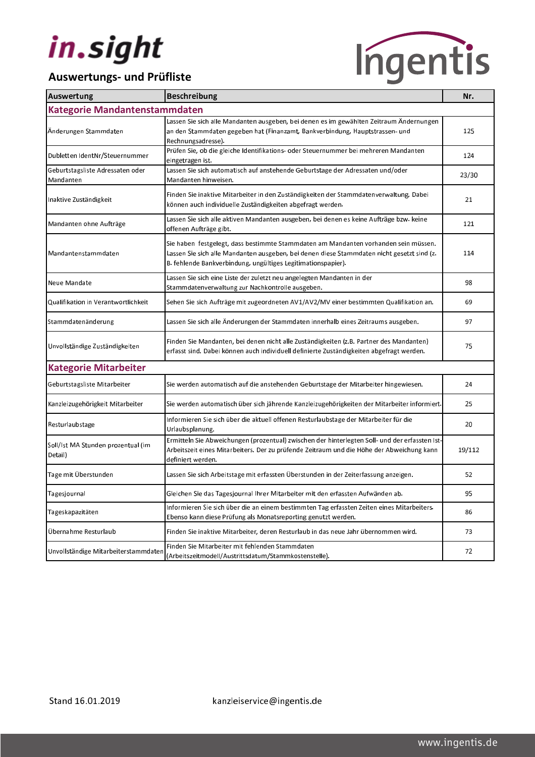in.sight

## Auswertungs- und Prüfliste

Ingentis

| Auswertung | Beschreibung | Nr. |
|---|---|---|
| **Kategorie Mandantenstammdaten** | | |
| Änderungen Stammdaten | Lassen Sie sich alle Mandanten ausgeben, bei denen es im gewählten Zeitraum Änderungen an den Stammdaten gegeben hat (Finanzamt, Bankverbindung, Hauptstrassen- und Rechnungsadresse). | 125 |
| Dubletten IdentNr/Steuernummer | Prüfen Sie, ob die gleiche Identifikations- oder Steuernummer bei mehreren Mandanten eingetragen ist. | 124 |
| Geburtstagsliste Adressaten oder Mandanten | Lassen Sie sich automatisch auf anstehende Geburtstage der Adressaten und/oder Mandanten hinweisen. | 23/30 |
| Inaktive Zuständigkeit | Finden Sie inaktive Mitarbeiter in den Zuständigkeiten der Stammdatenverwaltung. Dabei können auch individuelle Zuständigkeiten abgefragt werden. | 21 |
| Mandanten ohne Aufträge | Lassen Sie sich alle aktiven Mandanten ausgeben, bei denen es keine Aufträge bzw. keine offenen Aufträge gibt. | 121 |
| Mandantenstammdaten | Sie haben festgelegt, dass bestimmte Stammdaten am Mandanten vorhanden sein müssen. Lassen Sie sich alle Mandanten ausgeben, bei denen diese Stammdaten nicht gesetzt sind (z. B. fehlende Bankverbindung, ungültiges Legitimationspapier). | 114 |
| Neue Mandate | Lassen Sie sich eine Liste der zuletzt neu angelegten Mandanten in der Stammdatenverwaltung zur Nachkontrolle ausgeben. | 98 |
| Qualifikation in Verantwortlichkeit | Sehen Sie sich Aufträge mit zugeordneten AV1/AV2/MV einer bestimmten Qualifikation an. | 69 |
| Stammdatenänderung | Lassen Sie sich alle Änderungen der Stammdaten innerhalb eines Zeitraums ausgeben. | 97 |
| Unvollständige Zuständigkeiten | Finden Sie Mandanten, bei denen nicht alle Zuständigkeiten (z.B. Partner des Mandanten) erfasst sind. Dabei können auch individuell definierte Zuständigkeiten abgefragt werden. | 75 |
| **Kategorie Mitarbeiter** | | |
| Geburtstagsliste Mitarbeiter | Sie werden automatisch auf die anstehenden Geburtstage der Mitarbeiter hingewiesen. | 24 |
| Kanzleizugehörigkeit Mitarbeiter | Sie werden automatisch über sich jährende Kanzleizugehörigkeiten der Mitarbeiter informiert. | 25 |
| Resturlaubstage | Informieren Sie sich über die aktuell offenen Resturlaubstage der Mitarbeiter für die Urlaubsplanung. | 20 |
| Soll/Ist MA Stunden prozentual (im Detail) | Ermitteln Sie Abweichungen (prozentual) zwischen der hinterlegten Soll- und der erfassten Ist-Arbeitszeit eines Mitarbeiters. Der zu prüfende Zeitraum und die Höhe der Abweichung kann definiert werden. | 19/112 |
| Tage mit Überstunden | Lassen Sie sich Arbeitstage mit erfassten Überstunden in der Zeiterfassung anzeigen. | 52 |
| Tagesjournal | Gleichen Sie das Tagesjournal Ihrer Mitarbeiter mit den erfassten Aufwänden ab. | 95 |
| Tageskapazitäten | Informieren Sie sich über die an einem bestimmten Tag erfassten Zeiten eines Mitarbeiters. Ebenso kann diese Prüfung als Monatsreporting genutzt werden. | 86 |
| Übernahme Resturlaub | Finden Sie inaktive Mitarbeiter, deren Resturlaub in das neue Jahr übernommen wird. | 73 |
| Unvollständige Mitarbeiterstammdaten | Finden Sie Mitarbeiter mit fehlenden Stammdaten (Arbeitszeitmodell/Austrittsdatum/Stammkostenstelle). | 72 |

Stand 16.01.2019 kanzleiservice@ingentis.de

www.ingentis.de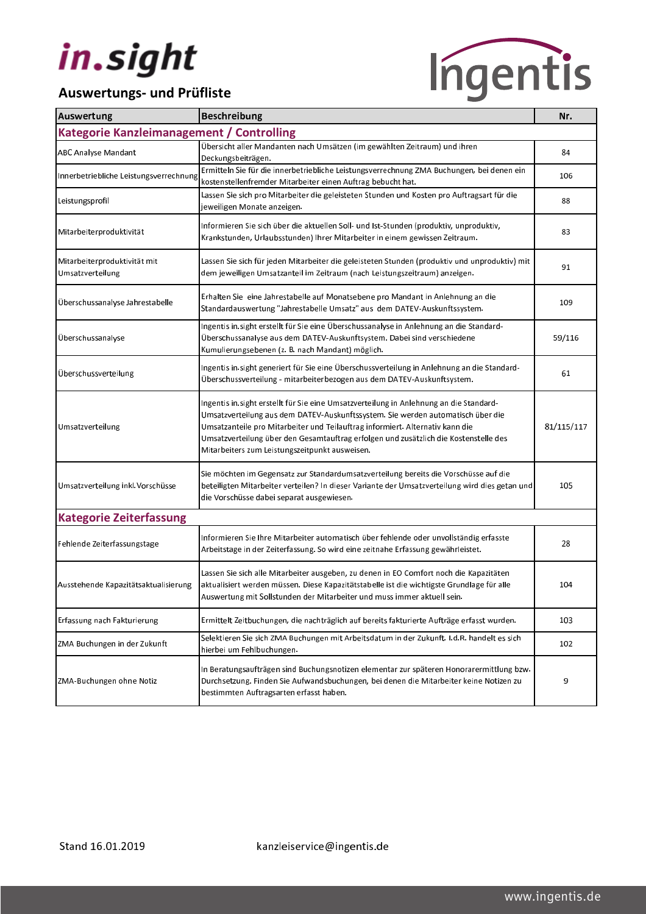in.sight

Ingentis

## Auswertungs- und Prüfliste

| Auswertung | Beschreibung | Nr. |
|---|---|---|
| **Kategorie Kanzleimanagement / Controlling** | | |
| ABC Analyse Mandant | Übersicht aller Mandanten nach Umsätzen (im gewählten Zeitraum) und ihren Deckungsbeiträgen. | 84 |
| Innerbetriebliche Leistungsverrechnung | Ermitteln Sie für die innerbetriebliche Leistungsverrechnung ZMA Buchungen, bei denen ein kostenstellenfremder Mitarbeiter einen Auftrag bebucht hat. | 106 |
| Leistungsprofil | Lassen Sie sich pro Mitarbeiter die geleisteten Stunden und Kosten pro Auftragsart für die jeweiligen Monate anzeigen. | 88 |
| Mitarbeiterproduktivität | Informieren Sie sich über die aktuellen Soll- und Ist-Stunden (produktiv, unproduktiv, Krankstunden, Urlaubsstunden) Ihrer Mitarbeiter in einem gewissen Zeitraum. | 83 |
| Mitarbeiterproduktivität mit Umsatzverteilung | Lassen Sie sich für jeden Mitarbeiter die geleisteten Stunden (produktiv und unproduktiv) mit dem jeweiligen Umsatzanteil im Zeitraum (nach Leistungszeitraum) anzeigen. | 91 |
| Überschussanalyse Jahrestabelle | Erhalten Sie eine Jahrestabelle auf Monatsebene pro Mandant in Anlehnung an die Standardauswertung "Jahrestabelle Umsatz" aus dem DATEV-Auskunftssystem. | 109 |
| Überschussanalyse | Ingentis in.sight erstellt für Sie eine Überschussanalyse in Anlehnung an die Standard-Überschussanalyse aus dem DATEV-Auskunftsystem. Dabei sind verschiedene Kumulierungsebenen (z. B. nach Mandant) möglich. | 59/116 |
| Überschussverteilung | Ingentis in.sight generiert für Sie eine Überschussverteilung in Anlehnung an die Standard-Überschussverteilung - mitarbeiterbezogen aus dem DATEV-Auskunftsystem. | 61 |
| Umsatzverteilung | Ingentis in.sight erstellt für Sie eine Umsatzverteilung in Anlehnung an die Standard-Umsatzverteilung aus dem DATEV-Auskunftssystem. Sie werden automatisch über die Umsatzanteile pro Mitarbeiter und Teilauftrag informiert. Alternativ kann die Umsatzverteilung über den Gesamtauftrag erfolgen und zusätzlich die Kostenstelle des Mitarbeiters zum Leistungszeitpunkt ausweisen. | 81/115/117 |
| Umsatzverteilung inkl. Vorschüsse | Sie möchten im Gegensatz zur Standardumsatzverteilung bereits die Vorschüsse auf die beteiligten Mitarbeiter verteilen? In dieser Variante der Umsatzverteilung wird dies getan und die Vorschüsse dabei separat ausgewiesen. | 105 |
| **Kategorie Zeiterfassung** | | |
| Fehlende Zeiterfassungstage | Informieren Sie Ihre Mitarbeiter automatisch über fehlende oder unvollständig erfasste Arbeitstage in der Zeiterfassung. So wird eine zeitnahe Erfassung gewährleistet. | 28 |
| Ausstehende Kapazitätsaktualisierung | Lassen Sie sich alle Mitarbeiter ausgeben, zu denen in EO Comfort noch die Kapazitäten aktualisiert werden müssen. Diese Kapazitätstabelle ist die wichtigste Grundlage für alle Auswertung mit Sollstunden der Mitarbeiter und muss immer aktuell sein. | 104 |
| Erfassung nach Fakturierung | Ermittelt Zeitbuchungen, die nachträglich auf bereits fakturierte Aufträge erfasst wurden. | 103 |
| ZMA Buchungen in der Zukunft | Selektieren Sie sich ZMA Buchungen mit Arbeitsdatum in der Zukunft. I.d.R. handelt es sich hierbei um Fehlbuchungen. | 102 |
| ZMA-Buchungen ohne Notiz | In Beratungsaufträgen sind Buchungsnotizen elementar zur späteren Honorarermittlung bzw. Durchsetzung. Finden Sie Aufwandsbuchungen, bei denen die Mitarbeiter keine Notizen zu bestimmten Auftragsarten erfasst haben. | 9 |

Stand 16.01.2019

kanzleiservice@ingentis.de

www.ingentis.de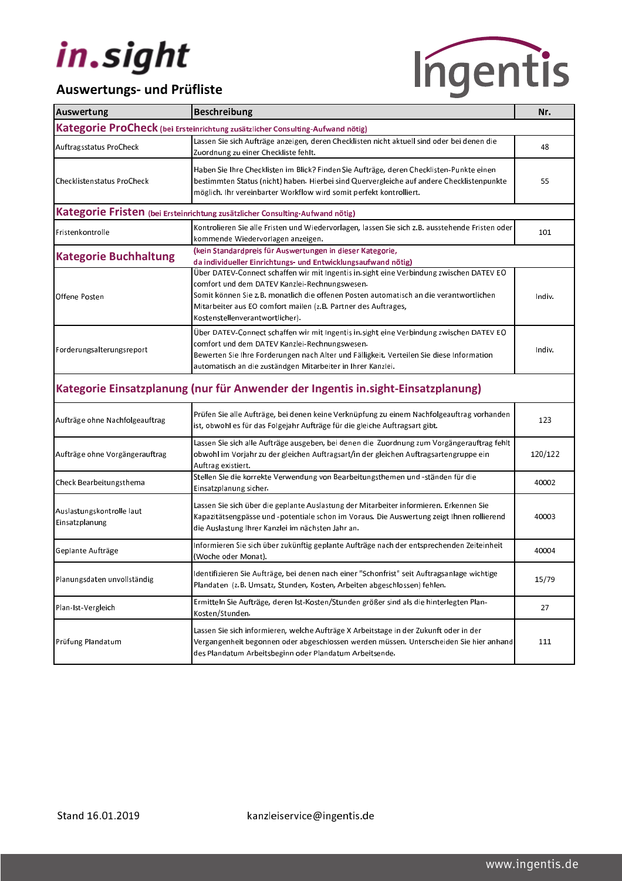# in.sight

## Auswertungs- und Prüfliste

| Auswertung | Beschreibung | Nr. |
|---|---|---|
| **Kategorie ProCheck (bei Ersteinrichtung zusätzlicher Consulting-Aufwand nötig)** | | |
| Auftragsstatus ProCheck | Lassen Sie sich Aufträge anzeigen, deren Checklisten nicht aktuell sind oder bei denen die Zuordnung zu einer Checkliste fehlt. | 48 |
| Checklistenstatus ProCheck | Haben Sie Ihre Checklisten im Blick? Finden Sie Aufträge, deren Checklisten-Punkte einen bestimmten Status (nicht) haben. Hierbei sind Quervergleiche auf andere Checklistenpunkte möglich. Ihr vereinbarter Workflow wird somit perfekt kontrolliert. | 55 |
| **Kategorie Fristen (bei Ersteinrichtung zusätzlicher Consulting-Aufwand nötig)** | | |
| Fristenkontrolle | Kontrolieren Sie alle Fristen und Wiedervorlagen, lassen Sie sich z.B. ausstehende Fristen oder kommende Wiedervorlagen anzeigen. | 101 |
| **Kategorie Buchhaltung** | **(kein Standardpreis für Auswertungen in dieser Kategorie, da individueller Einrichtungs- und Entwicklungsaufwand nötig)** | |
| Offene Posten | Über DATEV-Connect schaffen wir mit Ingentis in.sight eine Verbindung zwischen DATEV EO comfort und dem DATEV Kanzlei-Rechnungswesen. Somit können Sie z.B. monatlich die offenen Posten automatisch an die verantwortlichen Mitarbeiter aus EO comfort mailen (z.B. Partner des Auftrages, Kostenstellenverantwortlicher). | Indiv. |
| Forderungsalterungsreport | Über DATEV-Connect schaffen wir mit Ingentis in.sight eine Verbindung zwischen DATEV EO comfort und dem DATEV Kanzlei-Rechnungswesen. Bewerten Sie Ihre Forderungen nach Alter und Fälligkeit. Verteilen Sie diese Information automatisch an die zuständgen Mitarbeiter in Ihrer Kanzlei. | Indiv. |
| **Kategorie Einsatzplanung (nur für Anwender der Ingentis in.sight-Einsatzplanung)** | | |
| Aufträge ohne Nachfolgeauftrag | Prüfen Sie alle Aufträge, bei denen keine Verknüpfung zu einem Nachfolgeauftrag vorhanden ist, obwohl es für das Folgejahr Aufträge für die gleiche Auftragsart gibt. | 123 |
| Aufträge ohne Vorgängerauftrag | Lassen Sie sich alle Aufträge ausgeben, bei denen die Zuordnung zum Vorgängerauftrag fehlt obwohl im Vorjahr zu der gleichen Auftragsart/in der gleichen Auftragsartengruppe ein Auftrag existiert. | 120/122 |
| Check Bearbeitungsthema | Stellen Sie die korrekte Verwendung von Bearbeitungsthemen und -ständen für die Einsatzplanung sicher. | 40002 |
| Auslastungskontrolle laut Einsatzplanung | Lassen Sie sich über die geplante Auslastung der Mitarbeiter informieren. Erkennen Sie Kapazitätsengpässe und -potentiale schon im Voraus. Die Auswertung zeigt Ihnen rollierend die Auslastung Ihrer Kanzlei im nächsten Jahr an. | 40003 |
| Geplante Aufträge | Informieren Sie sich über zukünftig geplante Aufträge nach der entsprechenden Zeiteinheit (Woche oder Monat). | 40004 |
| Planungsdaten unvollständig | Identifizieren Sie Aufträge, bei denen nach einer "Schonfrist" seit Auftragsanlage wichtige Plandaten (z.B. Umsatz, Stunden, Kosten, Arbeiten abgeschlossen) fehlen. | 15/79 |
| Plan-Ist-Vergleich | Ermitteln Sie Aufträge, deren Ist-Kosten/Stunden größer sind als die hinterlegten Plan-Kosten/Stunden. | 27 |
| Prüfung Plandatum | Lassen Sie sich informieren, welche Aufträge X Arbeitstage in der Zukunft oder in der Vergangenheit begonnen oder abgeschlossen werden müssen. Unterscheiden Sie hier anhand des Plandatum Arbeitsbeginn oder Plandatum Arbeitsende. | 111 |

Stand 16.01.2019

kanzleiservice@ingentis.de

www.ingentis.de